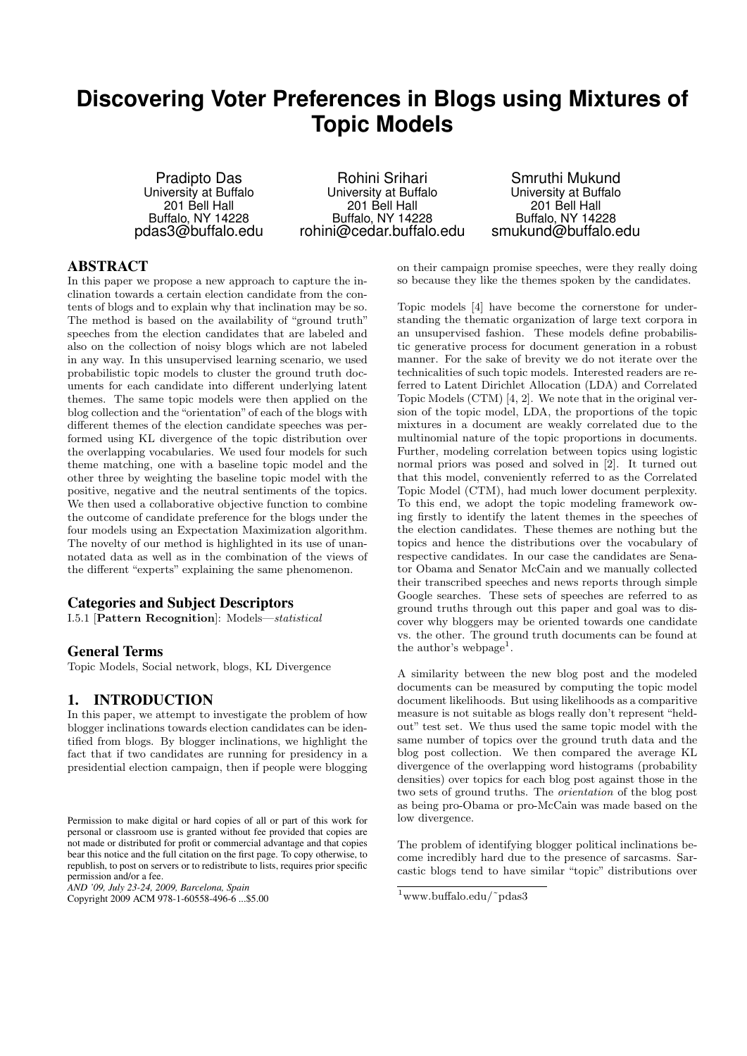# Discovering Voter Preferences in Blogs using Mixtures of Topic Models

Pradipto Das
University at Buffalo
201 Bell Hall
Buffalo, NY 14228
pdas3@buffalo.edu

Rohini Srihari
University at Buffalo
201 Bell Hall
Buffalo, NY 14228
rohini@cedar.buffalo.edu

Smruthi Mukund
University at Buffalo
201 Bell Hall
Buffalo, NY 14228
smukund@buffalo.edu

## ABSTRACT

In this paper we propose a new approach to capture the inclination towards a certain election candidate from the contents of blogs and to explain why that inclination may be so. The method is based on the availability of "ground truth" speeches from the election candidates that are labeled and also on the collection of noisy blogs which are not labeled in any way. In this unsupervised learning scenario, we used probabilistic topic models to cluster the ground truth documents for each candidate into different underlying latent themes. The same topic models were then applied on the blog collection and the "orientation" of each of the blogs with different themes of the election candidate speeches was performed using KL divergence of the topic distribution over the overlapping vocabularies. We used four models for such theme matching, one with a baseline topic model and the other three by weighting the baseline topic model with the positive, negative and the neutral sentiments of the topics. We then used a collaborative objective function to combine the outcome of candidate preference for the blogs under the four models using an Expectation Maximization algorithm. The novelty of our method is highlighted in its use of unannotated data as well as in the combination of the views of the different "experts" explaining the same phenomenon.

### Categories and Subject Descriptors

I.5.1 [**Pattern Recognition**]: Models—*statistical*

### General Terms

Topic Models, Social network, blogs, KL Divergence

## 1. INTRODUCTION

In this paper, we attempt to investigate the problem of how blogger inclinations towards election candidates can be identified from blogs. By blogger inclinations, we highlight the fact that if two candidates are running for presidency in a presidential election campaign, then if people were blogging on their campaign promise speeches, were they really doing so because they like the themes spoken by the candidates.

Topic models [4] have become the cornerstone for understanding the thematic organization of large text corpora in an unsupervised fashion. These models define probabilistic generative process for document generation in a robust manner. For the sake of brevity we do not iterate over the technicalities of such topic models. Interested readers are referred to Latent Dirichlet Allocation (LDA) and Correlated Topic Models (CTM) [4, 2]. We note that in the original version of the topic model, LDA, the proportions of the topic mixtures in a document are weakly correlated due to the multinomial nature of the topic proportions in documents. Further, modeling correlation between topics using logistic normal priors was posed and solved in [2]. It turned out that this model, conveniently referred to as the Correlated Topic Model (CTM), had much lower document perplexity. To this end, we adopt the topic modeling framework owing firstly to identify the latent themes in the speeches of the election candidates. These themes are nothing but the topics and hence the distributions over the vocabulary of respective candidates. In our case the candidates are Senator Obama and Senator McCain and we manually collected their transcribed speeches and news reports through simple Google searches. These sets of speeches are referred to as ground truths through out this paper and goal was to discover why bloggers may be oriented towards one candidate vs. the other. The ground truth documents can be found at the author's webpage[1].

A similarity between the new blog post and the modeled documents can be measured by computing the topic model document likelihoods. But using likelihoods as a comparitive measure is not suitable as blogs really don't represent "held-out" test set. We thus used the same topic model with the same number of topics over the ground truth data and the blog post collection. We then compared the average KL divergence of the overlapping word histograms (probability densities) over topics for each blog post against those in the two sets of ground truths. The *orientation* of the blog post as being pro-Obama or pro-McCain was made based on the low divergence.

The problem of identifying blogger political inclinations become incredibly hard due to the presence of sarcasms. Sarcastic blogs tend to have similar "topic" distributions over

Permission to make digital or hard copies of all or part of this work for personal or classroom use is granted without fee provided that copies are not made or distributed for profit or commercial advantage and that copies bear this notice and the full citation on the first page. To copy otherwise, to republish, to post on servers or to redistribute to lists, requires prior specific permission and/or a fee.
*AND '09, July 23-24, 2009, Barcelona, Spain*
Copyright 2009 ACM 978-1-60558-496-6 ...$5.00

[1] www.buffalo.edu/~pdas3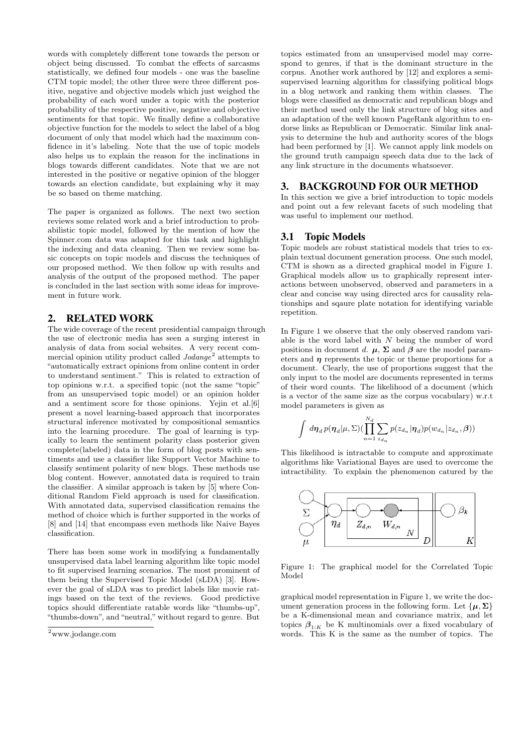words with completely different tone towards the person or object being discussed. To combat the effects of sarcasms statistically, we defined four models - one was the baseline CTM topic model; the other three were three different positive, negative and objective models which just weighed the probability of each word under a topic with the posterior probability of the respective positive, negative and objective sentiments for that topic. We finally define a collaborative objective function for the models to select the label of a blog document of only that model which had the maximum confidence in it's labeling. Note that the use of topic models also helps us to explain the reason for the inclinations in blogs towards different candidates. Note that we are not interested in the positive or negative opinion of the blogger towards an election candidate, but explaining why it may be so based on theme matching.

The paper is organized as follows. The next two section reviews some related work and a brief introduction to probabilistic topic model, followed by the mention of how the Spinner.com data was adapted for this task and highlight the indexing and data cleaning. Then we review some basic concepts on topic models and discuss the techniques of our proposed method. We then follow up with results and analysis of the output of the proposed method. The paper is concluded in the last section with some ideas for improvement in future work.

## 2. RELATED WORK

The wide coverage of the recent presidential campaign through the use of electronic media has seen a surging interest in analysis of data from social websites. A very recent commercial opinion utility product called *Jodange*[2] attempts to "automatically extract opinions from online content in order to understand sentiment." This is related to extraction of top opinions w.r.t. a specified topic (not the same "topic" from an unsupervised topic model) or an opinion holder and a sentiment score for those opinions. Yejin et al.[6] present a novel learning-based approach that incorporates structural inference motivated by compositional semantics into the learning procedure. The goal of learning is typically to learn the sentiment polarity class posterior given complete(labeled) data in the form of blog posts with sentiments and use a classifier like Support Vector Machine to classify sentiment polarity of new blogs. These methods use blog content. However, annotated data is required to train the classifier. A similar approach is taken by [5] where Conditional Random Field approach is used for classification. With annotated data, supervised classification remains the method of choice which is further supported in the works of [8] and [14] that encompass even methods like Naive Bayes classification.

There has been some work in modifying a fundamentally unsupervised data label learning algorithm like topic model to fit supervised learning scenarios. The most prominent of them being the Supervised Topic Model (sLDA) [3]. However the goal of sLDA was to predict labels like movie ratings based on the text of the reviews. Good predictive topics should differentiate ratable words like "thumbs-up", "thumbs-down", and "neutral," without regard to genre. But topics estimated from an unsupervised model may correspond to genres, if that is the dominant structure in the corpus. Another work authored by [12] and explores a semi-supervised learning algorithm for classifying political blogs in a blog network and ranking them within classes. The blogs were classified as democratic and republican blogs and their method used only the link structure of blog sites and an adaptation of the well known PageRank algorithm to endorse links as Republican or Democratic. Similar link analysis to determine the hub and authority scores of the blogs had been performed by [1]. We cannot apply link models on the ground truth campaign speech data due to the lack of any link structure in the documents whatsoever.

[2] www.jodange.com

## 3. BACKGROUND FOR OUR METHOD

In this section we give a brief introduction to topic models and point out a few relevant facets of such modeling that was useful to implement our method.

### 3.1 Topic Models

Topic models are robust statistical models that tries to explain textual document generation process. One such model, CTM is shown as a directed graphical model in Figure 1. Graphical models allow us to graphically represent interactions between unobserved, observed and parameters in a clear and concise way using directed arcs for causality relationships and sqaure plate notation for identifying variable repetition.

In Figure 1 we observe that the only observed random variable is the word label with $N$ being the number of word positions in document $d$. $\boldsymbol{\mu}$, $\boldsymbol{\Sigma}$ and $\boldsymbol{\beta}$ are the model parameters and $\boldsymbol{\eta}$ represents the topic or theme proportions for a document. Clearly, the use of proportions suggest that the only input to the model are documents represented in terms of their word counts. The likelihood of a document (which is a vector of the same size as the corpus vocabulary) w.r.t model parameters is given as

$$\int d\boldsymbol{\eta}_d \, p(\boldsymbol{\eta}_d|\mu, \Sigma)(\prod_{n=1}^{N_d} \sum_{z_{d_n}} p(z_{d_n}|\boldsymbol{\eta}_d) p(w_{d_n}|z_{d_n}, \boldsymbol{\beta}))$$

This likelihood is intractable to compute and approximate algorithms like Variational Bayes are used to overcome the intractibility. To explain the phenomenon catured by the graphical model representation in Figure 1, we write the document generation process in the following form. Let $\{\boldsymbol{\mu}, \boldsymbol{\Sigma}\}$ be a K-dimensional mean and covariance matrix, and let topics $\boldsymbol{\beta}_{1:K}$ be K multinomials over a fixed vocabulary of words. This K is the same as the number of topics. The

Figure 1: The graphical model for the Correlated Topic Model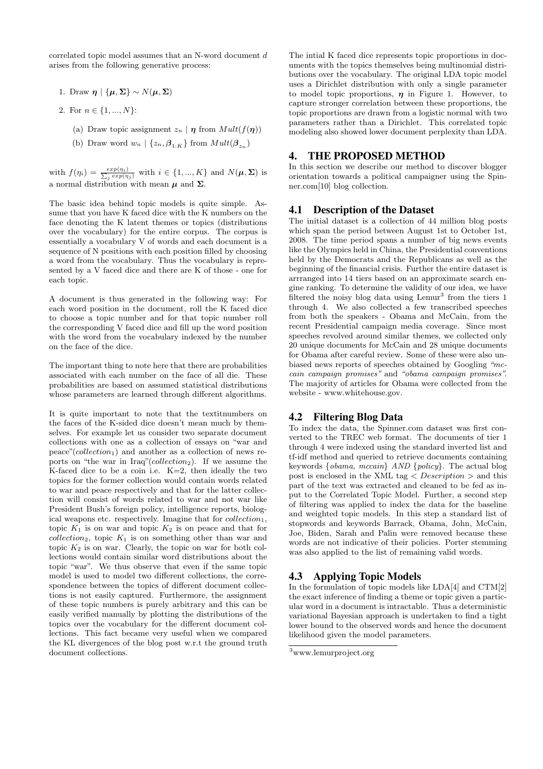correlated topic model assumes that an N-word document $d$ arises from the following generative process:

1. Draw $\boldsymbol{\eta} \mid \{\boldsymbol{\mu}, \boldsymbol{\Sigma}\} \sim N(\boldsymbol{\mu}, \boldsymbol{\Sigma})$
2. For $n \in \{1, ..., N\}$:
   (a) Draw topic assignment $z_n \mid \boldsymbol{\eta}$ from $Mult(f(\boldsymbol{\eta}))$
   (b) Draw word $w_n \mid \{z_n, \boldsymbol{\beta}_{1:K}\}$ from $Mult(\boldsymbol{\beta}_{z_n})$

with $f(\eta_i) = \frac{exp(\eta_i)}{\sum_j exp(\eta_j)}$ with $i \in \{1, ..., K\}$ and $N(\boldsymbol{\mu}, \boldsymbol{\Sigma})$ is a normal distribution with mean $\boldsymbol{\mu}$ and $\boldsymbol{\Sigma}$.

The basic idea behind topic models is quite simple. Assume that you have K faced dice with the K numbers on the face denoting the K latent themes or topics (distributions over the vocabulary) for the entire corpus. The corpus is essentially a vocabulary V of words and each document is a sequence of N positions with each position filled by choosing a word from the vocabulary. Thus the vocabulary is represented by a V faced dice and there are K of those - one for each topic.

A document is thus generated in the following way: For each word position in the document, roll the K faced dice to choose a topic number and for that topic number roll the corresponding V faced dice and fill up the word position with the word from the vocabulary indexed by the number on the face of the dice.

The important thing to note here that there are probabilities associated with each number on the face of all die. These probabilities are based on assumed statistical distributions whose parameters are learned through different algorithms.

It is quite important to note that the textitnumbers on the faces of the K-sided dice doesn't mean much by themselves. For example let us consider two separate document collections with one as a collection of essays on "war and peace"($collection_1$) and another as a collection of news reports on "the war in Iraq"($collection_2$). If we assume the K-faced dice to be a coin i.e. K=2, then ideally the two topics for the former collection would contain words related to war and peace respectively and that for the latter collection will consist of words related to war and not war like President Bush's foreign policy, intelligence reports, biological weapons etc. respectively. Imagine that for $collection_1$, topic $K_1$ is on war and topic $K_2$ is on peace and that for $collection_2$, topic $K_1$ is on something other than war and topic $K_2$ is on war. Clearly, the topic on war for both collections would contain similar word distributions about the topic "war". We thus observe that even if the same topic model is used to model two different collections, the correspondence between the topics of different document collections is not easily captured. Furthermore, the assignment of these topic numbers is purely arbitrary and this can be easily verified manually by plotting the distributions of the topics over the vocabulary for the different document collections. This fact became very useful when we compared the KL divergences of the blog post w.r.t the ground truth document collections.

The intial K faced dice represents topic proportions in documents with the topics themselves being multinomial distributions over the vocabulary. The original LDA topic model uses a Dirichlet distribution with only a single parameter to model topic proportions, $\boldsymbol{\eta}$ in Figure 1. However, to capture stronger correlation between these proportions, the topic proportions are drawn from a logistic normal with two parameters rather than a Dirichlet. This correlated topic modeling also showed lower document perplexity than LDA.

# 4. THE PROPOSED METHOD

In this section we describe our method to discover blogger orientation towards a political campaigner using the Spinner.com[10] blog collection.

## 4.1 Description of the Dataset

The initial dataset is a collection of 44 million blog posts which span the period between August 1st to October 1st, 2008. The time period spans a number of big news events like the Olympics held in China, the Presidential conventions held by the Democrats and the Republicans as well as the beginning of the financial crisis. Further the entire dataset is arrranged into 14 tiers based on an approximate search engine ranking. To determine the validity of our idea, we have filtered the noisy blog data using Lemur[3] from the tiers 1 through 4. We also collected a few transcribed speeches from both the speakers - Obama and McCain, from the recent Presidential campaign media coverage. Since most speeches revolved around similar themes, we collected only 20 unique documents for McCain and 28 unique documents for Obama after careful review. Some of these were also unbiased news reports of speeches obtained by Googling *"mccain campaign promises"* and *"obama campaign promises"*. The majority of articles for Obama were collected from the website - www.whitehouse.gov.

## 4.2 Filtering Blog Data

To index the data, the Spinner.com dataset was first converted to the TREC web format. The documents of tier 1 through 4 were indexed using the standard inverted list and tf-idf method and queried to retrieve documents containing keywords {*obama, mccain*} *AND* {*policy*}. The actual blog post is enclosed in the XML tag < *Description* > and this part of the text was extracted and cleaned to be fed as input to the Correlated Topic Model. Further, a second step of filtering was applied to index the data for the baseline and weighted topic models. In this step a standard list of stopwords and keywords Barrack, Obama, John, McCain, Joe, Biden, Sarah and Palin were removed because these words are not indicative of their policies. Porter stemming was also applied to the list of remaining valid words.

## 4.3 Applying Topic Models

In the formulation of topic models like LDA[4] and CTM[2] the exact inference of finding a theme or topic given a particular word in a document is intractable. Thus a deterministic variational Bayesian approach is undertaken to find a tight lower bound to the observed words and hence the document likelihood given the model parameters.

[3] www.lemurproject.org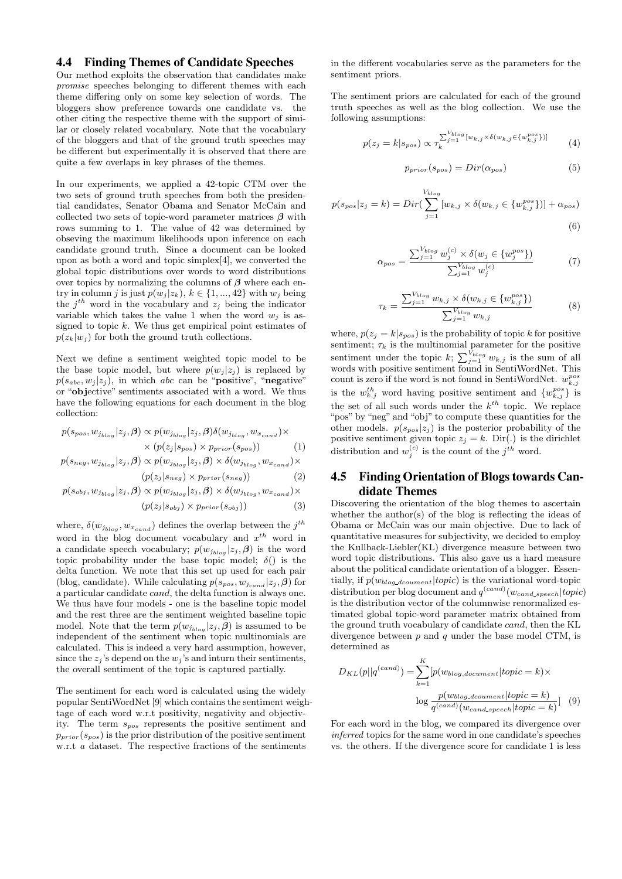## 4.4 Finding Themes of Candidate Speeches

Our method exploits the observation that candidates make *promise* speeches belonging to different themes with each theme differing only on some key selection of words. The bloggers show preference towards one candidate vs. the other citing the respective theme with the support of similar or closely related vocabulary. Note that the vocabulary of the bloggers and that of the ground truth speeches may be different but experimentally it is observed that there are quite a few overlaps in key phrases of the themes.

In our experiments, we applied a 42-topic CTM over the two sets of ground truth speeches from both the presidential candidates, Senator Obama and Senator McCain and collected two sets of topic-word parameter matrices $\boldsymbol{\beta}$ with rows summing to 1. The value of 42 was determined by obseving the maximum likelihoods upon inference on each candidate ground truth. Since a document can be looked upon as both a word and topic simplex[4], we converted the global topic distributions over words to word distributions over topics by normalizing the columns of $\boldsymbol{\beta}$ where each entry in column $j$ is just $p(w_j|z_k)$, $k \in \{1, ..., 42\}$ with $w_j$ being the $j^{th}$ word in the vocabulary and $z_j$ being the indicator variable which takes the value 1 when the word $w_j$ is assigned to topic $k$. We thus get empirical point estimates of $p(z_k|w_j)$ for both the ground truth collections.

Next we define a sentiment weighted topic model to be the base topic model, but where $p(w_j|z_j)$ is replaced by $p(s_{abc}, w_j|z_j)$, in which *abc* can be "**pos**itive", "**neg**ative" or "**obj**ective" sentiments associated with a word. We thus have the following equations for each document in the blog collection:

$$p(s_{pos}, w_{j_{blog}}|z_j, \boldsymbol{\beta}) \propto p(w_{j_{blog}}|z_j, \boldsymbol{\beta})\delta(w_{j_{blog}}, w_{x_{cand}}) \times \times (p(z_j|s_{pos}) \times p_{prior}(s_{pos})) \quad (1)$$

$$p(s_{neg}, w_{j_{blog}}|z_j, \boldsymbol{\beta}) \propto p(w_{j_{blog}}|z_j, \boldsymbol{\beta}) \times \delta(w_{j_{blog}}, w_{x_{cand}}) \times (p(z_j|s_{neg}) \times p_{prior}(s_{neg})) \quad (2)$$

$$p(s_{obj}, w_{j_{blog}}|z_j, \boldsymbol{\beta}) \propto p(w_{j_{blog}}|z_j, \boldsymbol{\beta}) \times \delta(w_{j_{blog}}, w_{x_{cand}}) \times (p(z_j|s_{obj}) \times p_{prior}(s_{obj})) \quad (3)$$

where, $\delta(w_{j_{blog}}, w_{x_{cand}})$ defines the overlap between the $j^{th}$ word in the blog document vocabulary and $x^{th}$ word in a candidate speech vocabulary; $p(w_{j_{blog}}|z_j, \boldsymbol{\beta})$ is the word topic probability under the base topic model; $\delta()$ is the delta function. We note that this set up used for each pair (blog, candidate). While calculating $p(s_{pos}, w_{j_{cand}}|z_j, \boldsymbol{\beta})$ for a particular candidate *cand*, the delta function is always one. We thus have four models - one is the baseline topic model and the rest three are the sentiment weighted baseline topic model. Note that the term $p(w_{j_{blog}}|z_j, \boldsymbol{\beta})$ is assumed to be independent of the sentiment when topic multinomials are calculated. This is indeed a very hard assumption, however, since the $z_j$'s depend on the $w_j$'s and inturn their sentiments, the overall sentiment of the topic is captured partially.

The sentiment for each word is calculated using the widely popular SentiWordNet [9] which contains the sentiment weightage of each word w.r.t positivity, negativity and objectivity. The term $s_{pos}$ represents the positive sentiment and $p_{prior}(s_{pos})$ is the prior distribution of the positive sentiment w.r.t *a* dataset. The respective fractions of the sentiments in the different vocabularies serve as the parameters for the sentiment priors.

The sentiment priors are calculated for each of the ground truth speeches as well as the blog collection. We use the following assumptions:

$$p(z_j = k|s_{pos}) \propto \tau_k^{\sum_{j=1}^{V_{blog}}[w_{k,j} \times \delta(w_{k,j} \in \{w_{k,j}^{pos}\})]} \quad (4)$$

$$p_{prior}(s_{pos}) = Dir(\alpha_{pos}) \quad (5)$$

$$p(s_{pos}|z_j = k) = Dir(\sum_{j=1}^{V_{blog}}[w_{k,j} \times \delta(w_{k,j} \in \{w_{k,j}^{pos}\})] + \alpha_{pos}) \quad (6)$$

$$\alpha_{pos} = \frac{\sum_{j=1}^{V_{blog}} w_j^{(c)} \times \delta(w_j \in \{w_j^{pos}\})}{\sum_{j=1}^{V_{blog}} w_j^{(c)}} \quad (7)$$

$$\tau_k = \frac{\sum_{j=1}^{V_{blog}} w_{k,j} \times \delta(w_{k,j} \in \{w_{k,j}^{pos}\})}{\sum_{j=1}^{V_{blog}} w_{k,j}} \quad (8)$$

where, $p(z_j = k|s_{pos})$ is the probability of topic $k$ for positive sentiment; $\tau_k$ is the multinomial parameter for the positive sentiment under the topic $k$; $\sum_{j=1}^{V_{blog}} w_{k,j}$ is the sum of all words with positive sentiment found in SentiWordNet. This count is zero if the word is not found in SentiWordNet. $w_{k,j}^{pos}$ is the $w_{k,j}^{th}$ word having positive sentiment and $\{w_{k,j}^{pos}\}$ is the set of all such words under the $k^{th}$ topic. We replace "pos" by "neg" and "obj" to compute these quantities for the other models. $p(s_{pos}|z_j)$ is the posterior probability of the positive sentiment given topic $z_j = k$. Dir(.) is the dirichlet distribution and $w_j^{(c)}$ is the count of the $j^{th}$ word.

## 4.5 Finding Orientation of Blogs towards Candidate Themes

Discovering the orientation of the blog themes to ascertain whether the author(s) of the blog is reflecting the ideas of Obama or McCain was our main objective. Due to lack of quantitative measures for subjectivity, we decided to employ the Kullback-Liebler(KL) divergence measure between two word topic distributions. This also gave us a hard measure about the political candidate orientation of a blogger. Essentially, if $p(w_{blog\_dcoument}|topic)$ is the variational word-topic distribution per blog document and $q^{(cand)}(w_{cand\_speech}|topic)$ is the distribution vector of the columnwise renormalized estimated global topic-word parameter matrix obtained from the ground truth vocabulary of candidate *cand*, then the KL divergence between $p$ and $q$ under the base model CTM, is determined as

$$D_{KL}(p||q^{(cand)}) = \sum_{k=1}^{K}[p(w_{blog\_document}|topic = k) \times \log \frac{p(w_{blog\_dcoument}|topic = k)}{q^{(cand)}(w_{cand\_speech}|topic = k)}] \quad (9)$$

For each word in the blog, we compared its divergence over *inferred* topics for the same word in one candidate's speeches vs. the others. If the divergence score for candidate 1 is less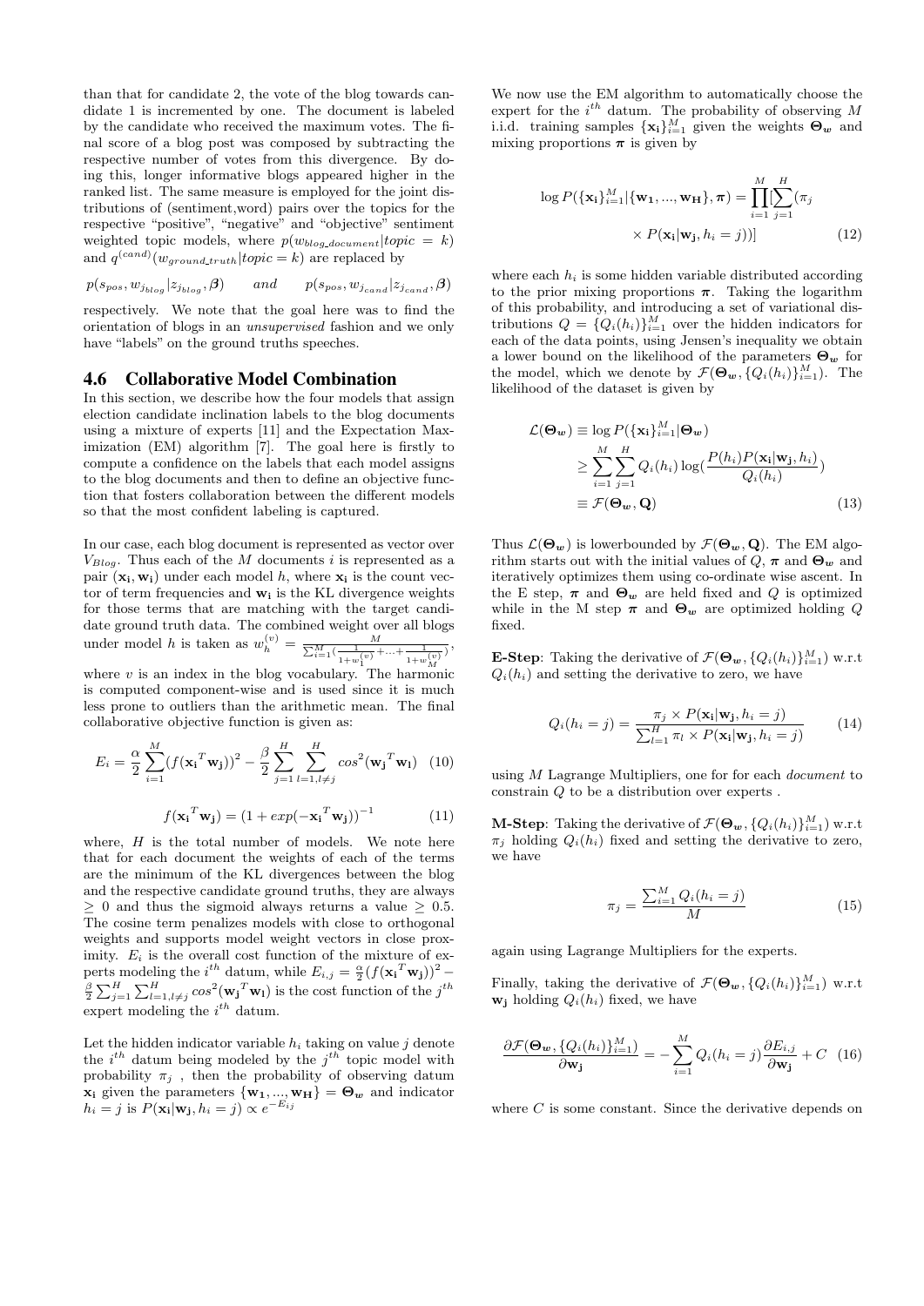than that for candidate 2, the vote of the blog towards candidate 1 is incremented by one. The document is labeled by the candidate who received the maximum votes. The final score of a blog post was composed by subtracting the respective number of votes from this divergence. By doing this, longer informative blogs appeared higher in the ranked list. The same measure is employed for the joint distributions of (sentiment,word) pairs over the topics for the respective "positive", "negative" and "objective" sentiment weighted topic models, where $p(w_{blog\_document}|topic = k)$ and $q^{(cand)}(w_{ground\_truth}|topic = k)$ are replaced by

$$p(s_{pos}, w_{j_{blog}}|z_{j_{blog}}, \boldsymbol{\beta}) \qquad and \qquad p(s_{pos}, w_{j_{cand}}|z_{j_{cand}}, \boldsymbol{\beta})$$

respectively. We note that the goal here was to find the orientation of blogs in an *unsupervised* fashion and we only have "labels" on the ground truths speeches.

## 4.6 Collaborative Model Combination

In this section, we describe how the four models that assign election candidate inclination labels to the blog documents using a mixture of experts [11] and the Expectation Maximization (EM) algorithm [7]. The goal here is firstly to compute a confidence on the labels that each model assigns to the blog documents and then to define an objective function that fosters collaboration between the different models so that the most confident labeling is captured.

In our case, each blog document is represented as vector over $V_{Blog}$. Thus each of the $M$ documents $i$ is represented as a pair $(\mathbf{x_i}, \mathbf{w_i})$ under each model $h$, where $\mathbf{x_i}$ is the count vector of term frequencies and $\mathbf{w_i}$ is the KL divergence weights for those terms that are matching with the target candidate ground truth data. The combined weight over all blogs under model $h$ is taken as $w_h^{(v)} = \frac{M}{\sum_{i=1}^{M}(\frac{1}{1+w_1^{(v)}}+...+\frac{1}{1+w_M^{(v)}})}$, where $v$ is an index in the blog vocabulary. The harmonic is computed component-wise and is used since it is much less prone to outliers than the arithmetic mean. The final collaborative objective function is given as:

$$E_i = \frac{\alpha}{2}\sum_{i=1}^{M}(f(\mathbf{x_i}^T\mathbf{w_j}))^2 - \frac{\beta}{2}\sum_{j=1}^{H}\sum_{l=1, l\neq j}^{H} cos^2(\mathbf{w_j}^T\mathbf{w_l}) \quad (10)$$

$$f(\mathbf{x_i}^T\mathbf{w_j}) = (1 + exp(-\mathbf{x_i}^T\mathbf{w_j}))^{-1} \quad (11)$$

where, $H$ is the total number of models. We note here that for each document the weights of each of the terms are the minimum of the KL divergences between the blog and the respective candidate ground truths, they are always $\geq 0$ and thus the sigmoid always returns a value $\geq 0.5$. The cosine term penalizes models with close to orthogonal weights and supports model weight vectors in close proximity. $E_i$ is the overall cost function of the mixture of experts modeling the $i^{th}$ datum, while $E_{i,j} = \frac{\alpha}{2}(f(\mathbf{x_i}^T\mathbf{w_j}))^2 - \frac{\beta}{2}\sum_{j=1}^{H}\sum_{l=1,l\neq j}^{H} cos^2(\mathbf{w_j}^T\mathbf{w_l})$ is the cost function of the $j^{th}$ expert modeling the $i^{th}$ datum.

Let the hidden indicator variable $h_i$ taking on value $j$ denote the $i^{th}$ datum being modeled by the $j^{th}$ topic model with probability $\pi_j$ , then the probability of observing datum $\mathbf{x_i}$ given the parameters $\{\mathbf{w_1}, ..., \mathbf{w_H}\} = \boldsymbol{\Theta_w}$ and indicator $h_i = j$ is $P(\mathbf{x_i}|\mathbf{w_j}, h_i = j) \propto e^{-E_{ij}}$

We now use the EM algorithm to automatically choose the expert for the $i^{th}$ datum. The probability of observing $M$ i.i.d. training samples $\{\mathbf{x_i}\}_{i=1}^{M}$ given the weights $\boldsymbol{\Theta_w}$ and mixing proportions $\boldsymbol{\pi}$ is given by

$$\log P(\{\mathbf{x_i}\}_{i=1}^{M}|\{\mathbf{w_1}, ..., \mathbf{w_H}\}, \boldsymbol{\pi}) = \prod_{i=1}^{M}[\sum_{j=1}^{H}(\pi_j \times P(\mathbf{x_i}|\mathbf{w_j}, h_i = j))] \quad (12)$$

where each $h_i$ is some hidden variable distributed according to the prior mixing proportions $\boldsymbol{\pi}$. Taking the logarithm of this probability, and introducing a set of variational distributions $Q = \{Q_i(h_i)\}_{i=1}^{M}$ over the hidden indicators for each of the data points, using Jensen's inequality we obtain a lower bound on the likelihood of the parameters $\boldsymbol{\Theta_w}$ for the model, which we denote by $\mathcal{F}(\boldsymbol{\Theta_w}, \{Q_i(h_i)\}_{i=1}^{M})$. The likelihood of the dataset is given by

$$\begin{aligned}
\mathcal{L}(\boldsymbol{\Theta_w}) &\equiv \log P(\{\mathbf{x_i}\}_{i=1}^{M}|\boldsymbol{\Theta_w}) \\
&\geq \sum_{i=1}^{M}\sum_{j=1}^{H} Q_i(h_i)\log(\frac{P(h_i)P(\mathbf{x_i}|\mathbf{w_j}, h_i)}{Q_i(h_i)}) \\
&\equiv \mathcal{F}(\boldsymbol{\Theta_w}, \mathbf{Q})
\end{aligned} \quad (13)$$

Thus $\mathcal{L}(\boldsymbol{\Theta_w})$ is lowerbounded by $\mathcal{F}(\boldsymbol{\Theta_w}, \mathbf{Q})$. The EM algorithm starts out with the initial values of $Q$, $\boldsymbol{\pi}$ and $\boldsymbol{\Theta_w}$ and iteratively optimizes them using co-ordinate wise ascent. In the E step, $\boldsymbol{\pi}$ and $\boldsymbol{\Theta_w}$ are held fixed and $Q$ is optimized while in the M step $\boldsymbol{\pi}$ and $\boldsymbol{\Theta_w}$ are optimized holding $Q$ fixed.

**E-Step**: Taking the derivative of $\mathcal{F}(\boldsymbol{\Theta_w}, \{Q_i(h_i)\}_{i=1}^{M})$ w.r.t $Q_i(h_i)$ and setting the derivative to zero, we have

$$Q_i(h_i = j) = \frac{\pi_j \times P(\mathbf{x_i}|\mathbf{w_j}, h_i = j)}{\sum_{l=1}^{H}\pi_l \times P(\mathbf{x_i}|\mathbf{w_j}, h_i = j)} \quad (14)$$

using $M$ Lagrange Multipliers, one for for each *document* to constrain $Q$ to be a distribution over experts .

**M-Step**: Taking the derivative of $\mathcal{F}(\boldsymbol{\Theta_w}, \{Q_i(h_i)\}_{i=1}^{M})$ w.r.t $\pi_j$ holding $Q_i(h_i)$ fixed and setting the derivative to zero, we have

$$\pi_j = \frac{\sum_{i=1}^{M} Q_i(h_i = j)}{M} \quad (15)$$

again using Lagrange Multipliers for the experts.

Finally, taking the derivative of $\mathcal{F}(\boldsymbol{\Theta_w}, \{Q_i(h_i)\}_{i=1}^{M})$ w.r.t $\mathbf{w_j}$ holding $Q_i(h_i)$ fixed, we have

$$\frac{\partial\mathcal{F}(\boldsymbol{\Theta_w}, \{Q_i(h_i)\}_{i=1}^{M})}{\partial\mathbf{w_j}} = -\sum_{i=1}^{M} Q_i(h_i = j)\frac{\partial E_{i,j}}{\partial\mathbf{w_j}} + C \quad (16)$$

where $C$ is some constant. Since the derivative depends on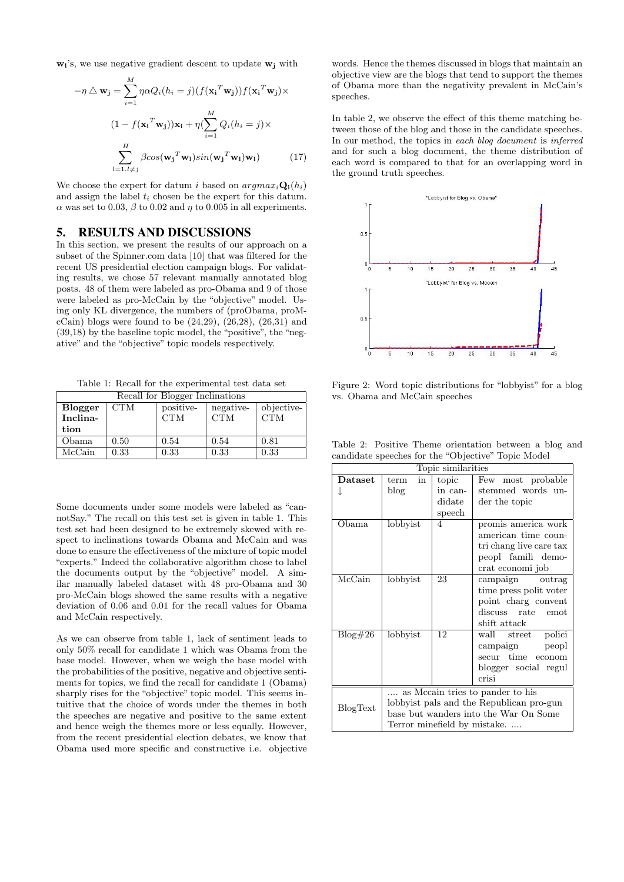$\mathbf{w_l}$'s, we use negative gradient descent to update $\mathbf{w_j}$ with

$$-\eta \triangle \mathbf{w_j} = \sum_{i=1}^{M} \eta\alpha Q_i(h_i = j)(f(\mathbf{x_i}^T\mathbf{w_j}))f(\mathbf{x_i}^T\mathbf{w_j})\times$$
$$(1 - f(\mathbf{x_i}^T\mathbf{w_j}))\mathbf{x_i} + \eta(\sum_{i=1}^{M} Q_i(h_i = j)\times$$
$$\sum_{l=1, l\neq j}^{H} \beta cos(\mathbf{w_j}^T\mathbf{w_l})sin(\mathbf{w_j}^T\mathbf{w_l})\mathbf{w_l}) \qquad (17)$$

We choose the expert for datum $i$ based on $argmax_i \mathbf{Q_i}(h_i)$ and assign the label $t_i$ chosen be the expert for this datum. $\alpha$ was set to 0.03, $\beta$ to 0.02 and $\eta$ to 0.005 in all experiments.

## 5. RESULTS AND DISCUSSIONS

In this section, we present the results of our approach on a subset of the Spinner.com data [10] that was filtered for the recent US presidential election campaign blogs. For validating results, we chose 57 relevant manually annotated blog posts. 48 of them were labeled as pro-Obama and 9 of those were labeled as pro-McCain by the "objective" model. Using only KL divergence, the numbers of (proObama, proMcCain) blogs were found to be (24,29), (26,28), (26,31) and (39,18) by the baseline topic model, the "positive", the "negative" and the "objective" topic models respectively.

Table 1: Recall for the experimental test data set

| Recall for Blogger Inclinations | | | | |
|---|---|---|---|---|
| **Blogger Inclination** | CTM | positive-CTM | negative-CTM | objective-CTM |
| Obama | 0.50 | 0.54 | 0.54 | 0.81 |
| McCain | 0.33 | 0.33 | 0.33 | 0.33 |

Some documents under some models were labeled as "cannotSay." The recall on this test set is given in table 1. This test set had been designed to be extremely skewed with respect to inclinations towards Obama and McCain and was done to ensure the effectiveness of the mixture of topic model "experts." Indeed the collaborative algorithm chose to label the documents output by the "objective" model. A similar manually labeled dataset with 48 pro-Obama and 30 pro-McCain blogs showed the same results with a negative deviation of 0.06 and 0.01 for the recall values for Obama and McCain respectively.

As we can observe from table 1, lack of sentiment leads to only 50% recall for candidate 1 which was Obama from the base model. However, when we weigh the base model with the probabilities of the positive, negative and objective sentiments for topics, we find the recall for candidate 1 (Obama) sharply rises for the "objective" topic model. This seems intuitive that the choice of words under the themes in both the speeches are negative and positive to the same extent and hence weigh the themes more or less equally. However, from the recent presidential election debates, we know that Obama used more specific and constructive i.e. objective words. Hence the themes discussed in blogs that maintain an objective view are the blogs that tend to support the themes of Obama more than the negativity prevalent in McCain's speeches.

In table 2, we observe the effect of this theme matching between those of the blog and those in the candidate speeches. In our method, the topics in *each blog document* is *inferred* and for such a blog document, the theme distribution of each word is compared to that for an overlapping word in the ground truth speeches.

Figure 2: Word topic distributions for "lobbyist" for a blog vs. Obama and McCain speeches

Table 2: Positive Theme orientation between a blog and candidate speeches for the "Objective" Topic Model

| Topic similarities | | | |
|---|---|---|---|
| **Dataset** ↓ | term in blog | topic in candidate speech | Few most probable stemmed words under the topic |
| Obama | lobbyist | 4 | promis america work american time countri chang live care tax peopl famili democrat economi job |
| McCain | lobbyist | 23 | campaign outrag time press polit voter point charg convent discuss rate emot shift attack |
| Blog#26 | lobbyist | 12 | wall street polici campaign peopl secur time econom blogger social regul crisi |
| BlogText | .... as Mccain tries to pander to his lobbyist pals and the Republican pro-gun base but wanders into the War On Some Terror minefield by mistake. .... | | |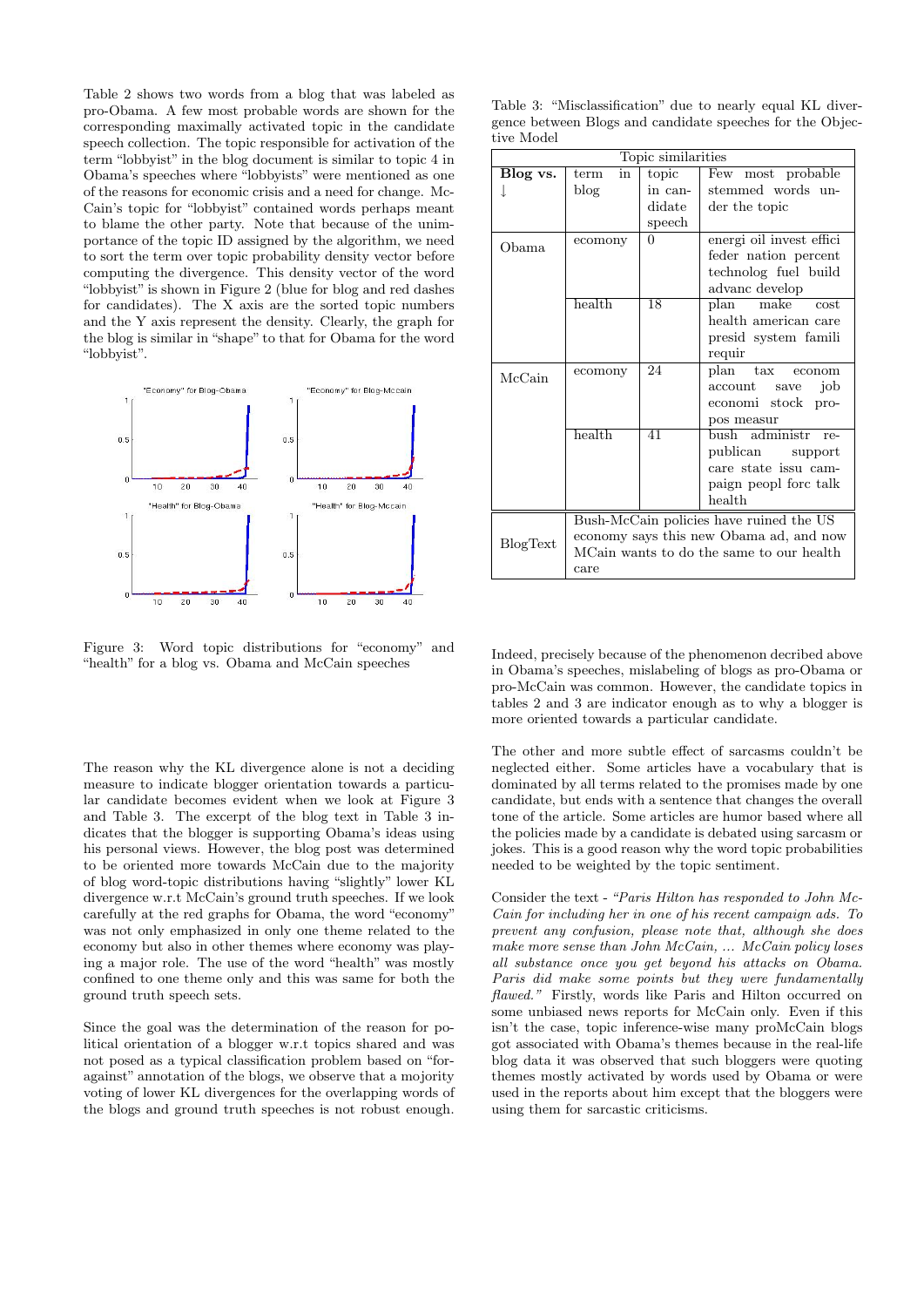Table 2 shows two words from a blog that was labeled as pro-Obama. A few most probable words are shown for the corresponding maximally activated topic in the candidate speech collection. The topic responsible for activation of the term "lobbyist" in the blog document is similar to topic 4 in Obama's speeches where "lobbyists" were mentioned as one of the reasons for economic crisis and a need for change. McCain's topic for "lobbyist" contained words perhaps meant to blame the other party. Note that because of the unimportance of the topic ID assigned by the algorithm, we need to sort the term over topic probability density vector before computing the divergence. This density vector of the word "lobbyist" is shown in Figure 2 (blue for blog and red dashes for candidates). The X axis are the sorted topic numbers and the Y axis represent the density. Clearly, the graph for the blog is similar in "shape" to that for Obama for the word "lobbyist".

"Economy" for Blog-Obama
"Economy" for Blog-Mccain
"Health" for Blog-Obama
"Health" for Blog-Mccain
1
0.5
0
10 20 30 40

Figure 3: Word topic distributions for "economy" and "health" for a blog vs. Obama and McCain speeches

The reason why the KL divergence alone is not a deciding measure to indicate blogger orientation towards a particular candidate becomes evident when we look at Figure 3 and Table 3. The excerpt of the blog text in Table 3 indicates that the blogger is supporting Obama's ideas using his personal views. However, the blog post was determined to be oriented more towards McCain due to the majority of blog word-topic distributions having "slightly" lower KL divergence w.r.t McCain's ground truth speeches. If we look carefully at the red graphs for Obama, the word "economy" was not only emphasized in only one theme related to the economy but also in other themes where economy was playing a major role. The use of the word "health" was mostly confined to one theme only and this was same for both the ground truth speech sets.

Since the goal was the determination of the reason for political orientation of a blogger w.r.t topics shared and was not posed as a typical classification problem based on "for-against" annotation of the blogs, we observe that a mojority voting of lower KL divergences for the overlapping words of the blogs and ground truth speeches is not robust enough.

Table 3: "Misclassification" due to nearly equal KL divergence between Blogs and candidate speeches for the Objective Model

| Topic similarities | | | |
|---|---|---|---|
| **Blog vs.** ↓ | term in blog | topic in candidate speech | Few most probable stemmed words under the topic |
| Obama | ecomony | 0 | energi oil invest effici feder nation percent technolog fuel build advanc develop |
| | health | 18 | plan make cost health american care presid system famili requir |
| McCain | ecomony | 24 | plan tax econom account save job economi stock propos measur |
| | health | 41 | bush administr republican support care state issu campaign peopl forc talk health |
| BlogText | Bush-McCain policies have ruined the US economy says this new Obama ad, and now MCain wants to do the same to our health care | | |

Indeed, precisely because of the phenomenon decribed above in Obama's speeches, mislabeling of blogs as pro-Obama or pro-McCain was common. However, the candidate topics in tables 2 and 3 are indicator enough as to why a blogger is more oriented towards a particular candidate.

The other and more subtle effect of sarcasms couldn't be neglected either. Some articles have a vocabulary that is dominated by all terms related to the promises made by one candidate, but ends with a sentence that changes the overall tone of the article. Some articles are humor based where all the policies made by a candidate is debated using sarcasm or jokes. This is a good reason why the word topic probabilities needed to be weighted by the topic sentiment.

Consider the text - *"Paris Hilton has responded to John McCain for including her in one of his recent campaign ads. To prevent any confusion, please note that, although she does make more sense than John McCain, ... McCain policy loses all substance once you get beyond his attacks on Obama. Paris did make some points but they were fundamentally flawed."* Firstly, words like Paris and Hilton occurred on some unbiased news reports for McCain only. Even if this isn't the case, topic inference-wise many proMcCain blogs got associated with Obama's themes because in the real-life blog data it was observed that such bloggers were quoting themes mostly activated by words used by Obama or were used in the reports about him except that the bloggers were using them for sarcastic criticisms.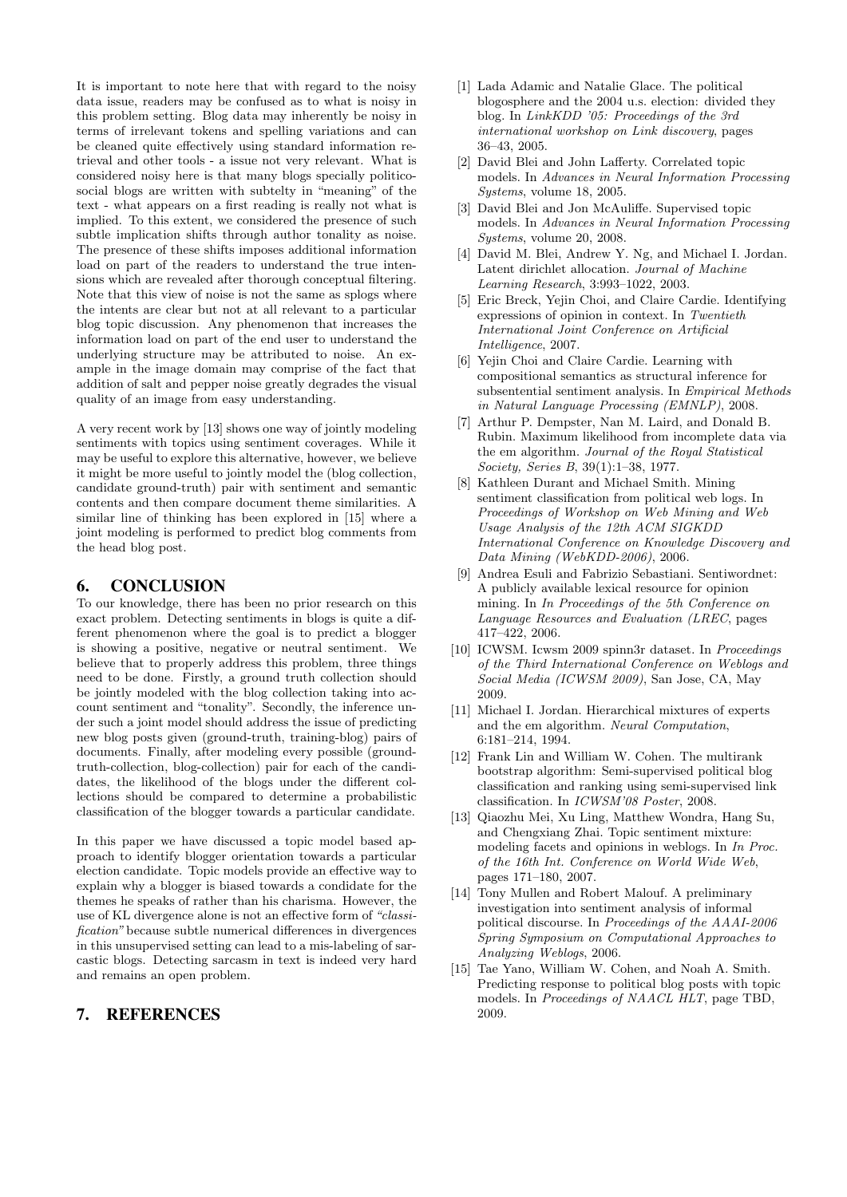It is important to note here that with regard to the noisy data issue, readers may be confused as to what is noisy in this problem setting. Blog data may inherently be noisy in terms of irrelevant tokens and spelling variations and can be cleaned quite effectively using standard information retrieval and other tools - a issue not very relevant. What is considered noisy here is that many blogs specially politico-social blogs are written with subtelty in "meaning" of the text - what appears on a first reading is really not what is implied. To this extent, we considered the presence of such subtle implication shifts through author tonality as noise. The presence of these shifts imposes additional information load on part of the readers to understand the true intensions which are revealed after thorough conceptual filtering. Note that this view of noise is not the same as splogs where the intents are clear but not at all relevant to a particular blog topic discussion. Any phenomenon that increases the information load on part of the end user to understand the underlying structure may be attributed to noise. An example in the image domain may comprise of the fact that addition of salt and pepper noise greatly degrades the visual quality of an image from easy understanding.

A very recent work by [13] shows one way of jointly modeling sentiments with topics using sentiment coverages. While it may be useful to explore this alternative, however, we believe it might be more useful to jointly model the (blog collection, candidate ground-truth) pair with sentiment and semantic contents and then compare document theme similarities. A similar line of thinking has been explored in [15] where a joint modeling is performed to predict blog comments from the head blog post.

## 6. CONCLUSION

To our knowledge, there has been no prior research on this exact problem. Detecting sentiments in blogs is quite a different phenomenon where the goal is to predict a blogger is showing a positive, negative or neutral sentiment. We believe that to properly address this problem, three things need to be done. Firstly, a ground truth collection should be jointly modeled with the blog collection taking into account sentiment and "tonality". Secondly, the inference under such a joint model should address the issue of predicting new blog posts given (ground-truth, training-blog) pairs of documents. Finally, after modeling every possible (ground-truth-collection, blog-collection) pair for each of the candidates, the likelihood of the blogs under the different collections should be compared to determine a probabilistic classification of the blogger towards a particular candidate.

In this paper we have discussed a topic model based approach to identify blogger orientation towards a particular election candidate. Topic models provide an effective way to explain why a blogger is biased towards a condidate for the themes he speaks of rather than his charisma. However, the use of KL divergence alone is not an effective form of *"classification"* because subtle numerical differences in divergences in this unsupervised setting can lead to a mis-labeling of sarcastic blogs. Detecting sarcasm in text is indeed very hard and remains an open problem.

## 7. REFERENCES

[1] Lada Adamic and Natalie Glace. The political blogosphere and the 2004 u.s. election: divided they blog. In *LinkKDD '05: Proceedings of the 3rd international workshop on Link discovery*, pages 36–43, 2005.

[2] David Blei and John Lafferty. Correlated topic models. In *Advances in Neural Information Processing Systems*, volume 18, 2005.

[3] David Blei and Jon McAuliffe. Supervised topic models. In *Advances in Neural Information Processing Systems*, volume 20, 2008.

[4] David M. Blei, Andrew Y. Ng, and Michael I. Jordan. Latent dirichlet allocation. *Journal of Machine Learning Research*, 3:993–1022, 2003.

[5] Eric Breck, Yejin Choi, and Claire Cardie. Identifying expressions of opinion in context. In *Twentieth International Joint Conference on Artificial Intelligence*, 2007.

[6] Yejin Choi and Claire Cardie. Learning with compositional semantics as structural inference for subsentential sentiment analysis. In *Empirical Methods in Natural Language Processing (EMNLP)*, 2008.

[7] Arthur P. Dempster, Nan M. Laird, and Donald B. Rubin. Maximum likelihood from incomplete data via the em algorithm. *Journal of the Royal Statistical Society, Series B*, 39(1):1–38, 1977.

[8] Kathleen Durant and Michael Smith. Mining sentiment classification from political web logs. In *Proceedings of Workshop on Web Mining and Web Usage Analysis of the 12th ACM SIGKDD International Conference on Knowledge Discovery and Data Mining (WebKDD-2006)*, 2006.

[9] Andrea Esuli and Fabrizio Sebastiani. Sentiwordnet: A publicly available lexical resource for opinion mining. In *In Proceedings of the 5th Conference on Language Resources and Evaluation (LREC*, pages 417–422, 2006.

[10] ICWSM. Icwsm 2009 spinn3r dataset. In *Proceedings of the Third International Conference on Weblogs and Social Media (ICWSM 2009)*, San Jose, CA, May 2009.

[11] Michael I. Jordan. Hierarchical mixtures of experts and the em algorithm. *Neural Computation*, 6:181–214, 1994.

[12] Frank Lin and William W. Cohen. The multirank bootstrap algorithm: Semi-supervised political blog classification and ranking using semi-supervised link classification. In *ICWSM'08 Poster*, 2008.

[13] Qiaozhu Mei, Xu Ling, Matthew Wondra, Hang Su, and Chengxiang Zhai. Topic sentiment mixture: modeling facets and opinions in weblogs. In *In Proc. of the 16th Int. Conference on World Wide Web*, pages 171–180, 2007.

[14] Tony Mullen and Robert Malouf. A preliminary investigation into sentiment analysis of informal political discourse. In *Proceedings of the AAAI-2006 Spring Symposium on Computational Approaches to Analyzing Weblogs*, 2006.

[15] Tae Yano, William W. Cohen, and Noah A. Smith. Predicting response to political blog posts with topic models. In *Proceedings of NAACL HLT*, page TBD, 2009.